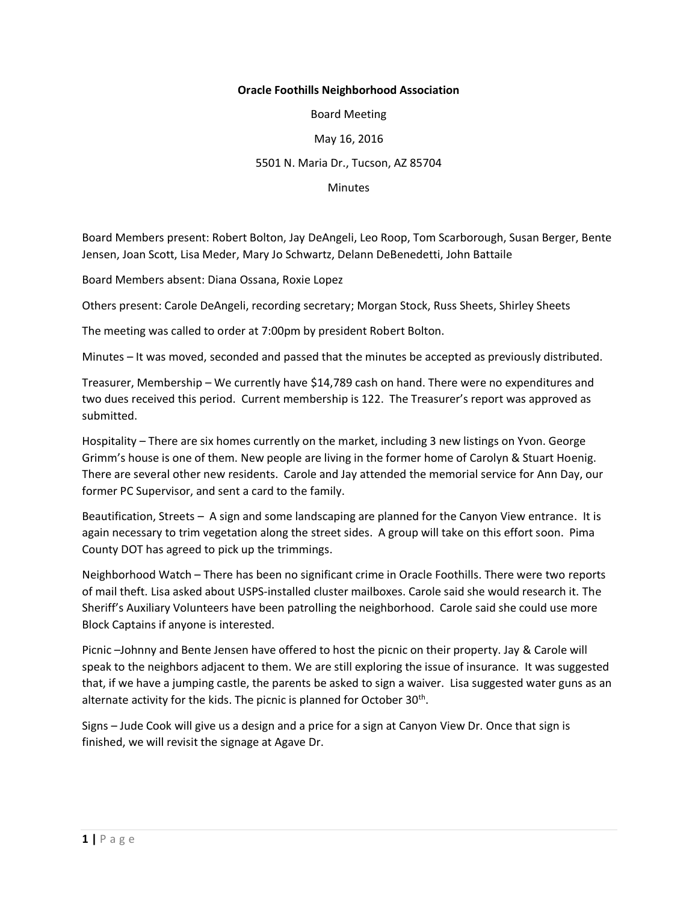**Oracle Foothills Neighborhood Association**

Board Meeting

May 16, 2016

5501 N. Maria Dr., Tucson, AZ 85704

Minutes

Board Members present: Robert Bolton, Jay DeAngeli, Leo Roop, Tom Scarborough, Susan Berger, Bente Jensen, Joan Scott, Lisa Meder, Mary Jo Schwartz, Delann DeBenedetti, John Battaile

Board Members absent: Diana Ossana, Roxie Lopez

Others present: Carole DeAngeli, recording secretary; Morgan Stock, Russ Sheets, Shirley Sheets

The meeting was called to order at 7:00pm by president Robert Bolton.

Minutes – It was moved, seconded and passed that the minutes be accepted as previously distributed.

Treasurer, Membership – We currently have $14,789 cash on hand. There were no expenditures and two dues received this period. Current membership is 122. The Treasurer's report was approved as submitted.

Hospitality – There are six homes currently on the market, including 3 new listings on Yvon. George Grimm's house is one of them. New people are living in the former home of Carolyn & Stuart Hoenig. There are several other new residents. Carole and Jay attended the memorial service for Ann Day, our former PC Supervisor, and sent a card to the family.

Beautification, Streets – A sign and some landscaping are planned for the Canyon View entrance. It is again necessary to trim vegetation along the street sides. A group will take on this effort soon. Pima County DOT has agreed to pick up the trimmings.

Neighborhood Watch – There has been no significant crime in Oracle Foothills. There were two reports of mail theft. Lisa asked about USPS-installed cluster mailboxes. Carole said she would research it. The Sheriff's Auxiliary Volunteers have been patrolling the neighborhood. Carole said she could use more Block Captains if anyone is interested.

Picnic –Johnny and Bente Jensen have offered to host the picnic on their property. Jay & Carole will speak to the neighbors adjacent to them. We are still exploring the issue of insurance. It was suggested that, if we have a jumping castle, the parents be asked to sign a waiver. Lisa suggested water guns as an alternate activity for the kids. The picnic is planned for October 30th.

Signs – Jude Cook will give us a design and a price for a sign at Canyon View Dr. Once that sign is finished, we will revisit the signage at Agave Dr.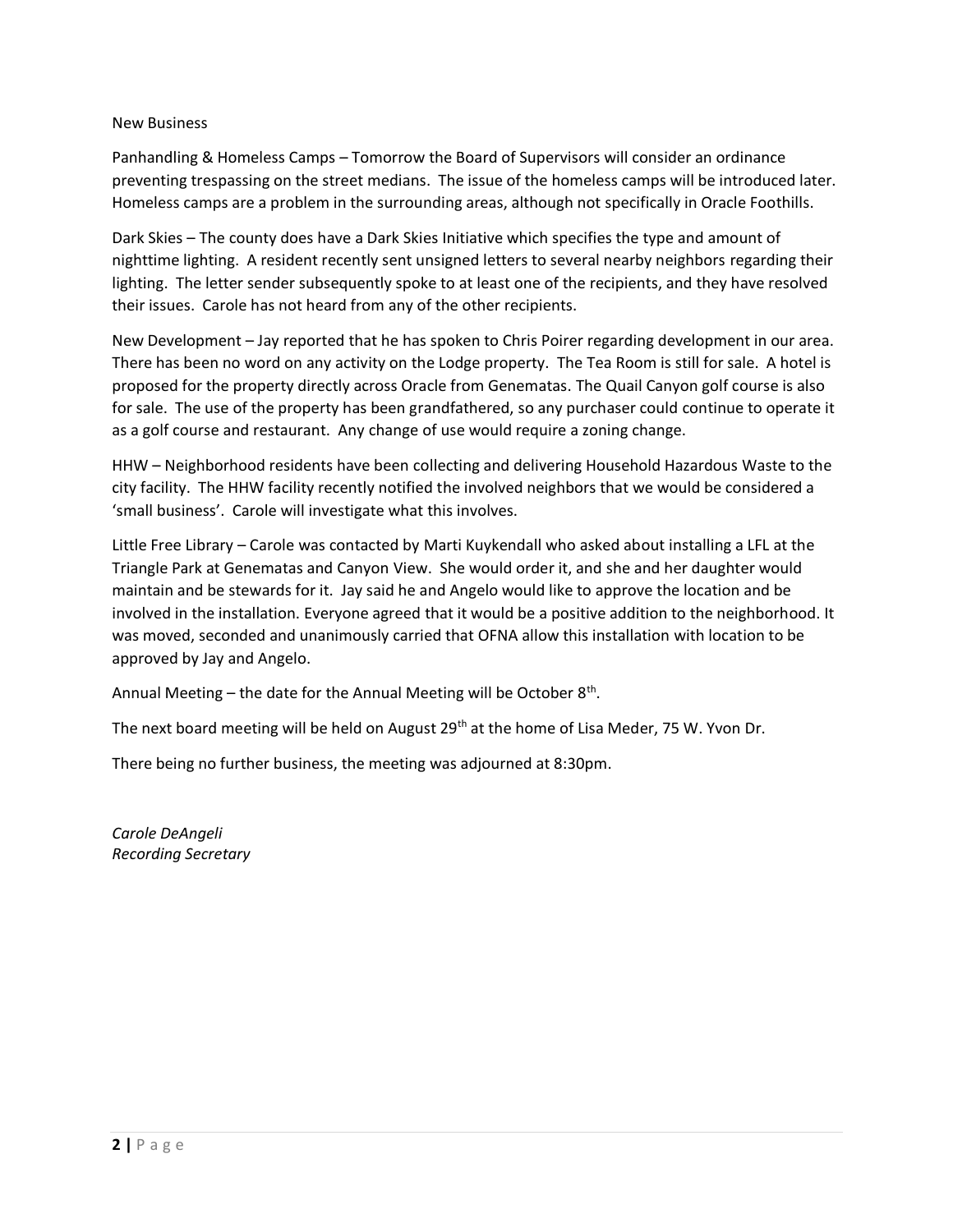New Business

Panhandling & Homeless Camps – Tomorrow the Board of Supervisors will consider an ordinance preventing trespassing on the street medians. The issue of the homeless camps will be introduced later. Homeless camps are a problem in the surrounding areas, although not specifically in Oracle Foothills.

Dark Skies – The county does have a Dark Skies Initiative which specifies the type and amount of nighttime lighting. A resident recently sent unsigned letters to several nearby neighbors regarding their lighting. The letter sender subsequently spoke to at least one of the recipients, and they have resolved their issues. Carole has not heard from any of the other recipients.

New Development – Jay reported that he has spoken to Chris Poirer regarding development in our area. There has been no word on any activity on the Lodge property. The Tea Room is still for sale. A hotel is proposed for the property directly across Oracle from Genematas. The Quail Canyon golf course is also for sale. The use of the property has been grandfathered, so any purchaser could continue to operate it as a golf course and restaurant. Any change of use would require a zoning change.

HHW – Neighborhood residents have been collecting and delivering Household Hazardous Waste to the city facility. The HHW facility recently notified the involved neighbors that we would be considered a 'small business'. Carole will investigate what this involves.

Little Free Library – Carole was contacted by Marti Kuykendall who asked about installing a LFL at the Triangle Park at Genematas and Canyon View. She would order it, and she and her daughter would maintain and be stewards for it. Jay said he and Angelo would like to approve the location and be involved in the installation. Everyone agreed that it would be a positive addition to the neighborhood. It was moved, seconded and unanimously carried that OFNA allow this installation with location to be approved by Jay and Angelo.

Annual Meeting – the date for the Annual Meeting will be October 8th.

The next board meeting will be held on August 29th at the home of Lisa Meder, 75 W. Yvon Dr.

There being no further business, the meeting was adjourned at 8:30pm.

*Carole DeAngeli*
*Recording Secretary*